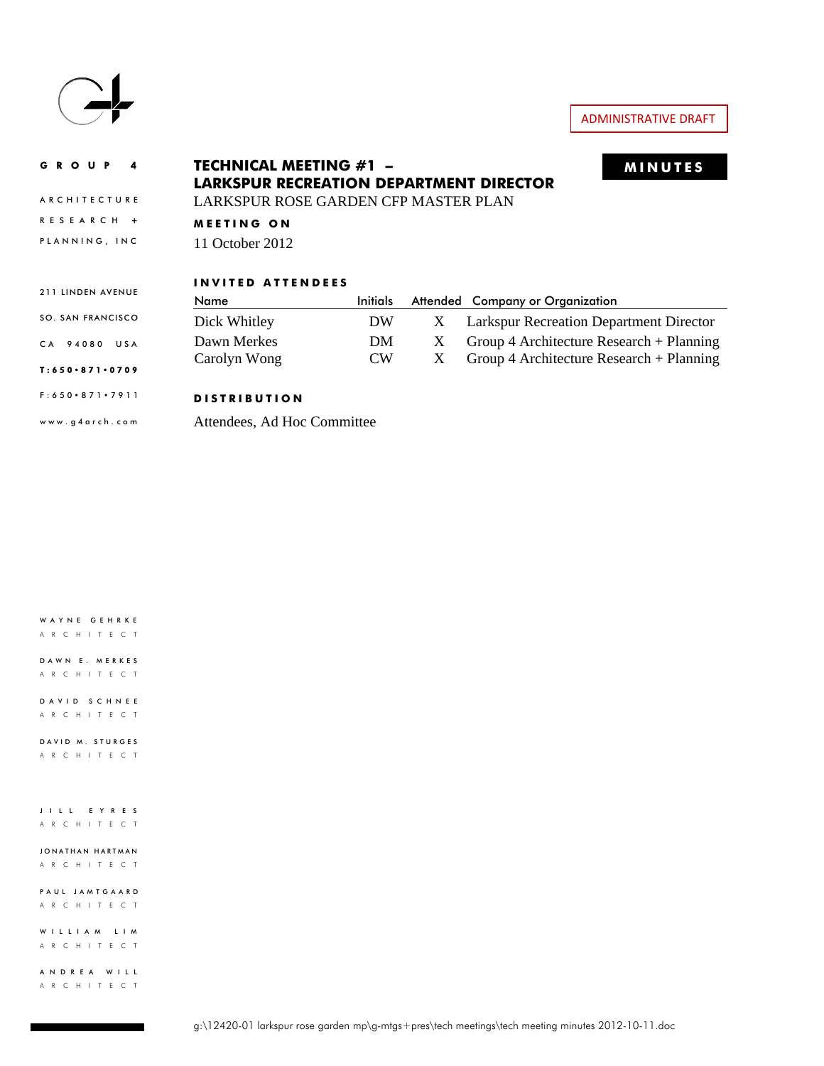ADMINISTRATIVE DRAFT

**MINUTES**

GROUP 4
ARCHITECTURE
RESEARCH +
PLANNING, INC

211 LINDEN AVENUE
SO. SAN FRANCISCO
CA 94080 USA
T:650•871•0709
F:650•871•7911
www.g4arch.com

# TECHNICAL MEETING #1 – LARKSPUR RECREATION DEPARTMENT DIRECTOR

LARKSPUR ROSE GARDEN CFP MASTER PLAN

**MEETING ON**

11 October 2012

**INVITED ATTENDEES**

| Name | Initials | Attended | Company or Organization |
|---|---|---|---|
| Dick Whitley | DW | X | Larkspur Recreation Department Director |
| Dawn Merkes | DM | X | Group 4 Architecture Research + Planning |
| Carolyn Wong | CW | X | Group 4 Architecture Research + Planning |

**DISTRIBUTION**

Attendees, Ad Hoc Committee

WAYNE GEHRKE
ARCHITECT

DAWN E. MERKES
ARCHITECT

DAVID SCHNEE
ARCHITECT

DAVID M. STURGES
ARCHITECT

JILL EYRES
ARCHITECT

JONATHAN HARTMAN
ARCHITECT

PAUL JAMTGAARD
ARCHITECT

WILLIAM LIM
ARCHITECT

ANDREA WILL
ARCHITECT

g:\12420-01 larkspur rose garden mp\g-mtgs+pres\tech meetings\tech meeting minutes 2012-10-11.doc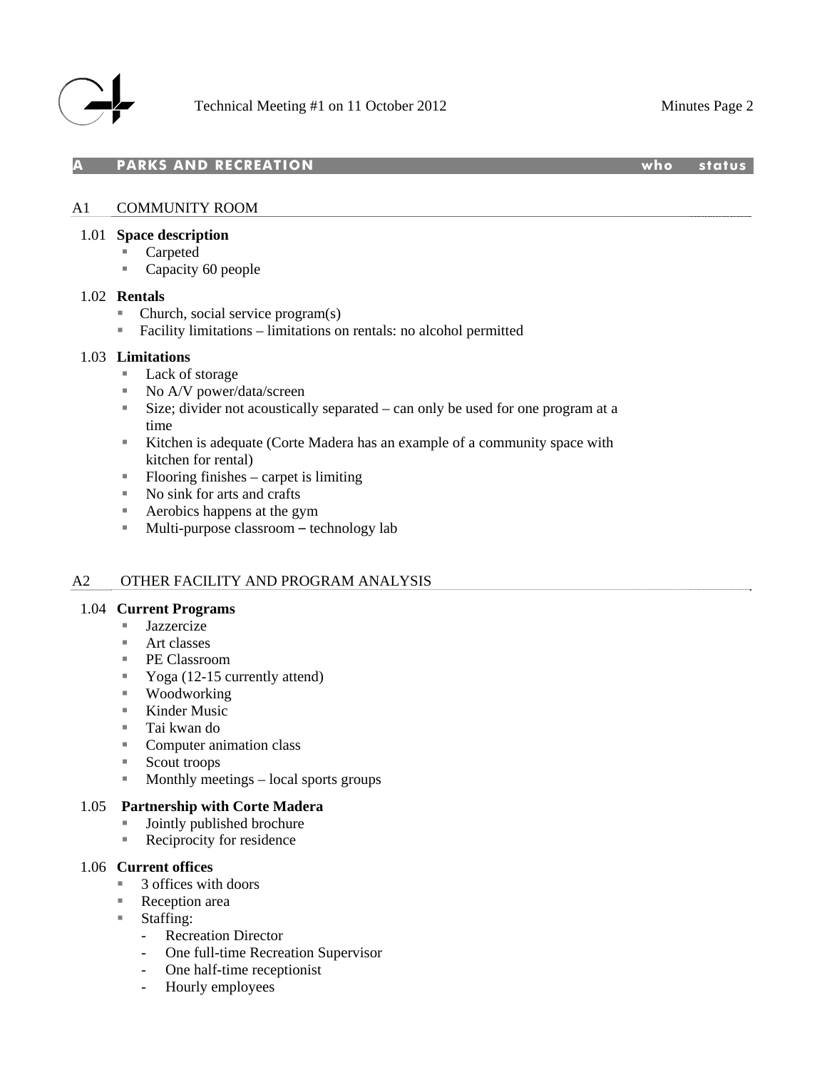## A PARKS AND RECREATION — who — status

### A1 COMMUNITY ROOM

1.01 **Space description**
- Carpeted
- Capacity 60 people

1.02 **Rentals**
- Church, social service program(s)
- Facility limitations – limitations on rentals: no alcohol permitted

1.03 **Limitations**
- Lack of storage
- No A/V power/data/screen
- Size; divider not acoustically separated – can only be used for one program at a time
- Kitchen is adequate (Corte Madera has an example of a community space with kitchen for rental)
- Flooring finishes – carpet is limiting
- No sink for arts and crafts
- Aerobics happens at the gym
- Multi-purpose classroom – technology lab

### A2 OTHER FACILITY AND PROGRAM ANALYSIS

1.04 **Current Programs**
- Jazzercize
- Art classes
- PE Classroom
- Yoga (12-15 currently attend)
- Woodworking
- Kinder Music
- Tai kwan do
- Computer animation class
- Scout troops
- Monthly meetings – local sports groups

1.05 **Partnership with Corte Madera**
- Jointly published brochure
- Reciprocity for residence

1.06 **Current offices**
- 3 offices with doors
- Reception area
- Staffing:
  - Recreation Director
  - One full-time Recreation Supervisor
  - One half-time receptionist
  - Hourly employees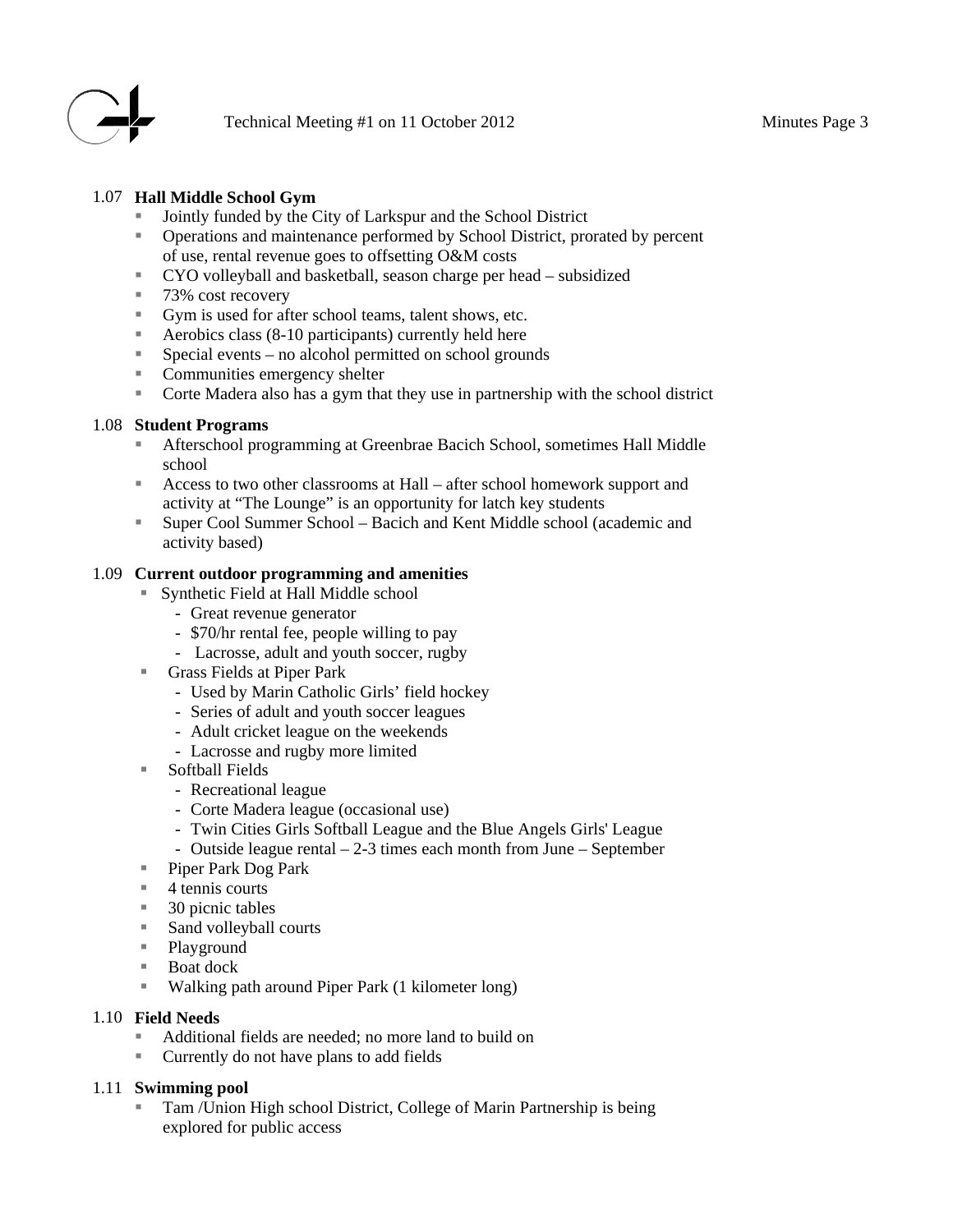### 1.07 Hall Middle School Gym

- Jointly funded by the City of Larkspur and the School District
- Operations and maintenance performed by School District, prorated by percent of use, rental revenue goes to offsetting O&M costs
- CYO volleyball and basketball, season charge per head – subsidized
- 73% cost recovery
- Gym is used for after school teams, talent shows, etc.
- Aerobics class (8-10 participants) currently held here
- Special events – no alcohol permitted on school grounds
- Communities emergency shelter
- Corte Madera also has a gym that they use in partnership with the school district

### 1.08 Student Programs

- Afterschool programming at Greenbrae Bacich School, sometimes Hall Middle school
- Access to two other classrooms at Hall – after school homework support and activity at "The Lounge" is an opportunity for latch key students
- Super Cool Summer School – Bacich and Kent Middle school (academic and activity based)

### 1.09 Current outdoor programming and amenities

- Synthetic Field at Hall Middle school
  - Great revenue generator
  - $70/hr rental fee, people willing to pay
  - Lacrosse, adult and youth soccer, rugby
- Grass Fields at Piper Park
  - Used by Marin Catholic Girls' field hockey
  - Series of adult and youth soccer leagues
  - Adult cricket league on the weekends
  - Lacrosse and rugby more limited
- Softball Fields
  - Recreational league
  - Corte Madera league (occasional use)
  - Twin Cities Girls Softball League and the Blue Angels Girls' League
  - Outside league rental – 2-3 times each month from June – September
- Piper Park Dog Park
- 4 tennis courts
- 30 picnic tables
- Sand volleyball courts
- Playground
- Boat dock
- Walking path around Piper Park (1 kilometer long)

### 1.10 Field Needs

- Additional fields are needed; no more land to build on
- Currently do not have plans to add fields

### 1.11 Swimming pool

- Tam /Union High school District, College of Marin Partnership is being explored for public access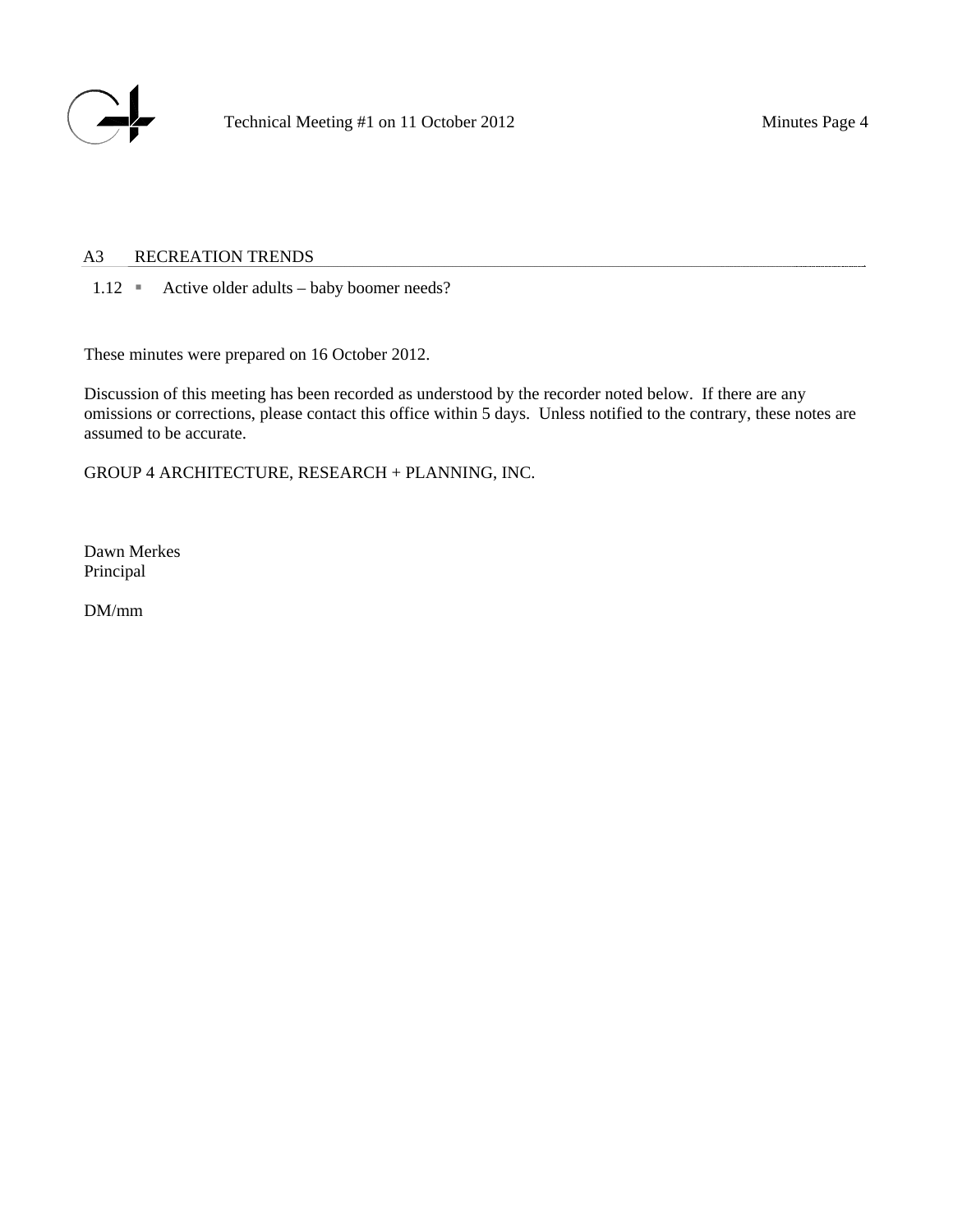## A3 RECREATION TRENDS

1.12 ▪ Active older adults – baby boomer needs?

These minutes were prepared on 16 October 2012.

Discussion of this meeting has been recorded as understood by the recorder noted below. If there are any omissions or corrections, please contact this office within 5 days. Unless notified to the contrary, these notes are assumed to be accurate.

GROUP 4 ARCHITECTURE, RESEARCH + PLANNING, INC.

Dawn Merkes
Principal

DM/mm